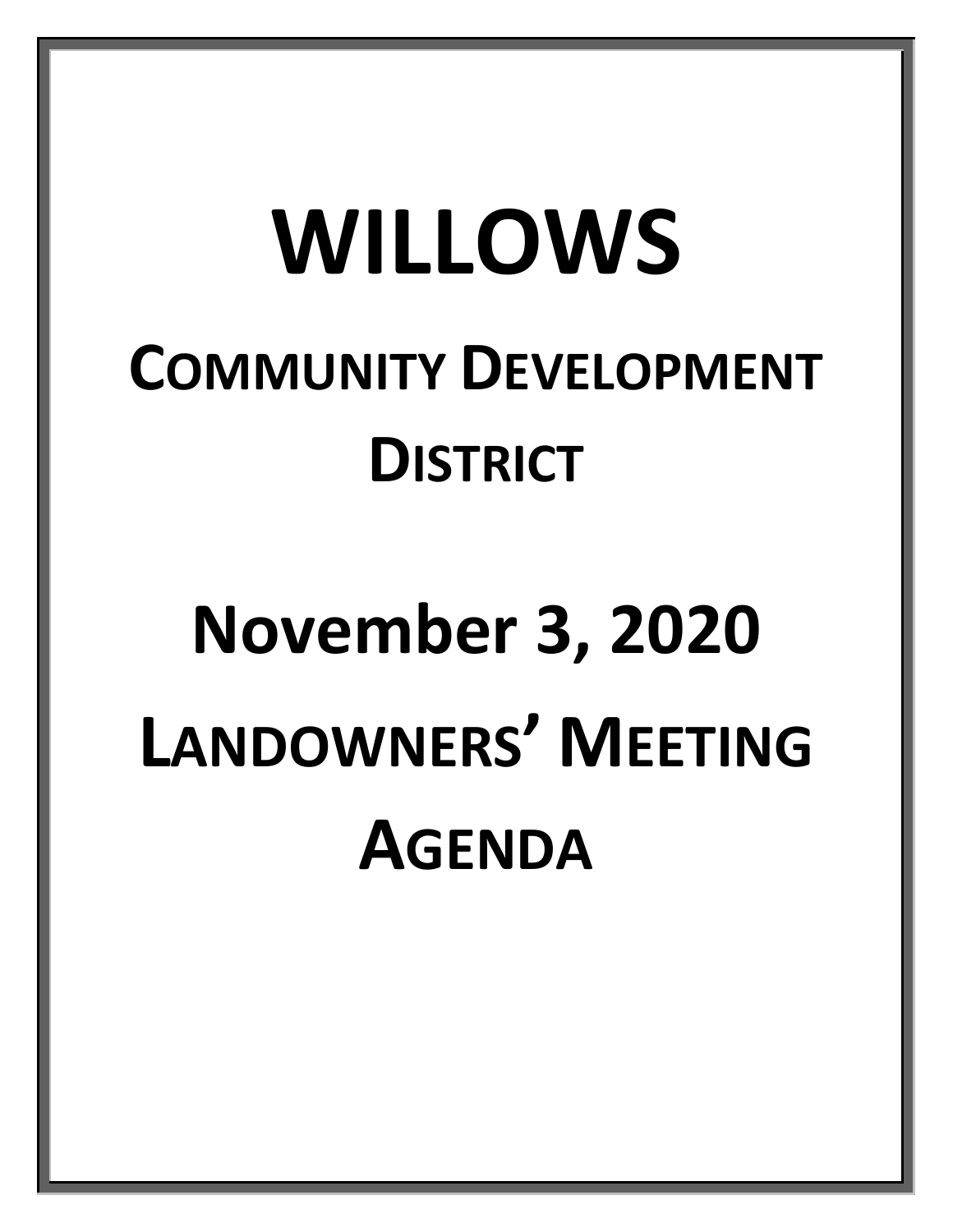# WILLOWS

## COMMUNITY DEVELOPMENT DISTRICT

# November 3, 2020

## LANDOWNERS' MEETING AGENDA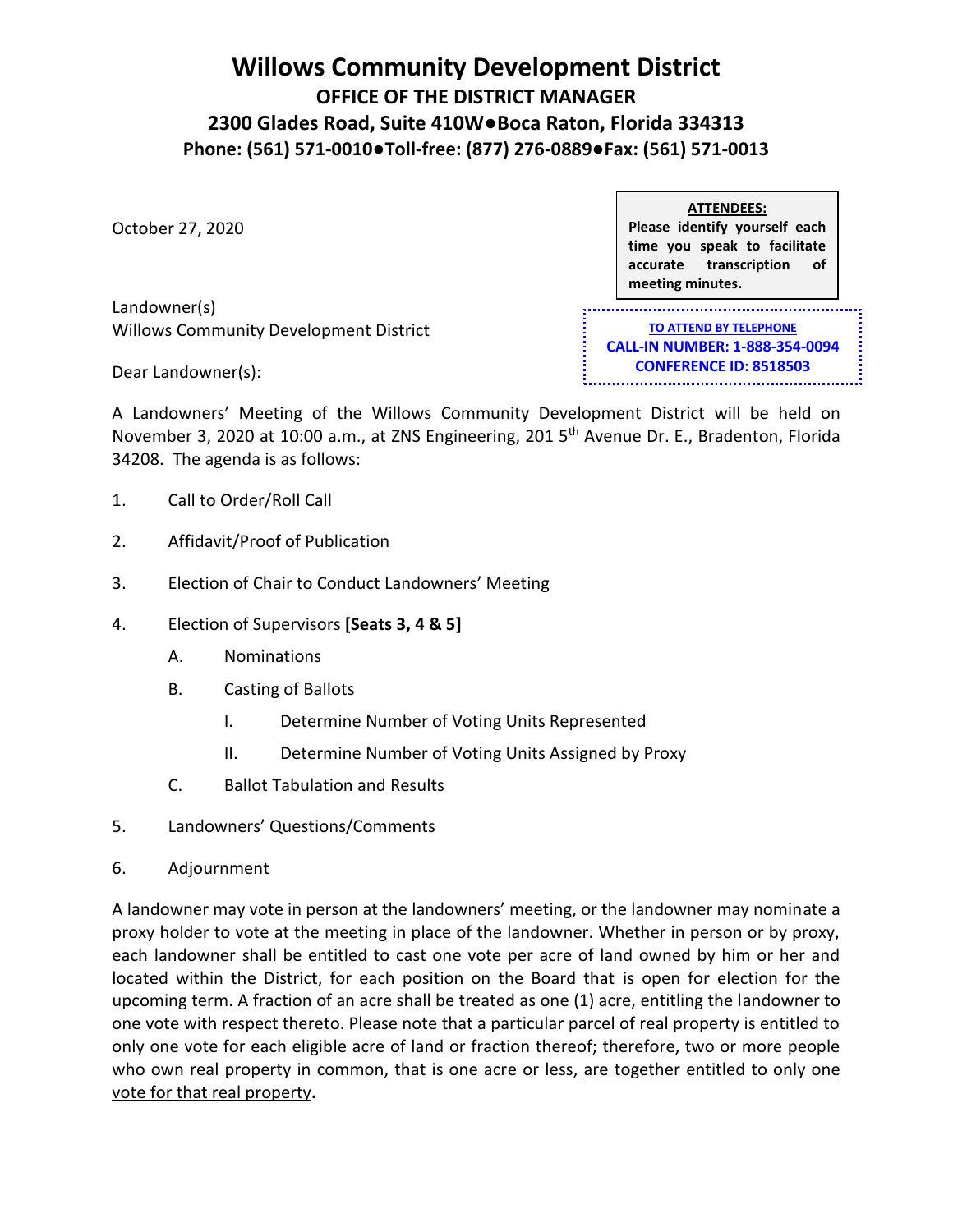# Willows Community Development District

## OFFICE OF THE DISTRICT MANAGER

## 2300 Glades Road, Suite 410W●Boca Raton, Florida 334313

## Phone: (561) 571-0010●Toll-free: (877) 276-0889●Fax: (561) 571-0013

October 27, 2020

**ATTENDEES:**
**Please identify yourself each time you speak to facilitate accurate transcription of meeting minutes.**

**TO ATTEND BY TELEPHONE**
**CALL-IN NUMBER: 1-888-354-0094**
**CONFERENCE ID: 8518503**

Landowner(s)
Willows Community Development District

Dear Landowner(s):

A Landowners' Meeting of the Willows Community Development District will be held on November 3, 2020 at 10:00 a.m., at ZNS Engineering, 201 5th Avenue Dr. E., Bradenton, Florida 34208. The agenda is as follows:

1. Call to Order/Roll Call
2. Affidavit/Proof of Publication
3. Election of Chair to Conduct Landowners' Meeting
4. Election of Supervisors **[Seats 3, 4 & 5]**
   - A. Nominations
   - B. Casting of Ballots
     - I. Determine Number of Voting Units Represented
     - II. Determine Number of Voting Units Assigned by Proxy
   - C. Ballot Tabulation and Results
5. Landowners' Questions/Comments
6. Adjournment

A landowner may vote in person at the landowners' meeting, or the landowner may nominate a proxy holder to vote at the meeting in place of the landowner. Whether in person or by proxy, each landowner shall be entitled to cast one vote per acre of land owned by him or her and located within the District, for each position on the Board that is open for election for the upcoming term. A fraction of an acre shall be treated as one (1) acre, entitling the landowner to one vote with respect thereto. Please note that a particular parcel of real property is entitled to only one vote for each eligible acre of land or fraction thereof; therefore, two or more people who own real property in common, that is one acre or less, <u>are together entitled to only one vote for that real property</u>**.**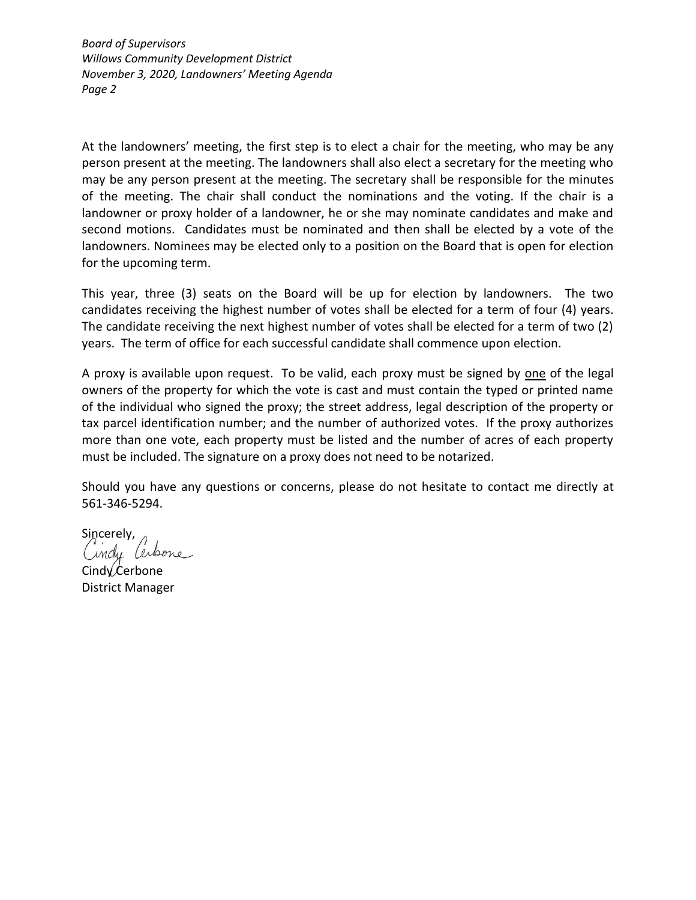At the landowners' meeting, the first step is to elect a chair for the meeting, who may be any person present at the meeting. The landowners shall also elect a secretary for the meeting who may be any person present at the meeting. The secretary shall be responsible for the minutes of the meeting. The chair shall conduct the nominations and the voting. If the chair is a landowner or proxy holder of a landowner, he or she may nominate candidates and make and second motions. Candidates must be nominated and then shall be elected by a vote of the landowners. Nominees may be elected only to a position on the Board that is open for election for the upcoming term.

This year, three (3) seats on the Board will be up for election by landowners. The two candidates receiving the highest number of votes shall be elected for a term of four (4) years. The candidate receiving the next highest number of votes shall be elected for a term of two (2) years. The term of office for each successful candidate shall commence upon election.

A proxy is available upon request. To be valid, each proxy must be signed by <u>one</u> of the legal owners of the property for which the vote is cast and must contain the typed or printed name of the individual who signed the proxy; the street address, legal description of the property or tax parcel identification number; and the number of authorized votes. If the proxy authorizes more than one vote, each property must be listed and the number of acres of each property must be included. The signature on a proxy does not need to be notarized.

Should you have any questions or concerns, please do not hesitate to contact me directly at 561-346-5294.

Sincerely,

Cindy Cerbone

Cindy Cerbone
District Manager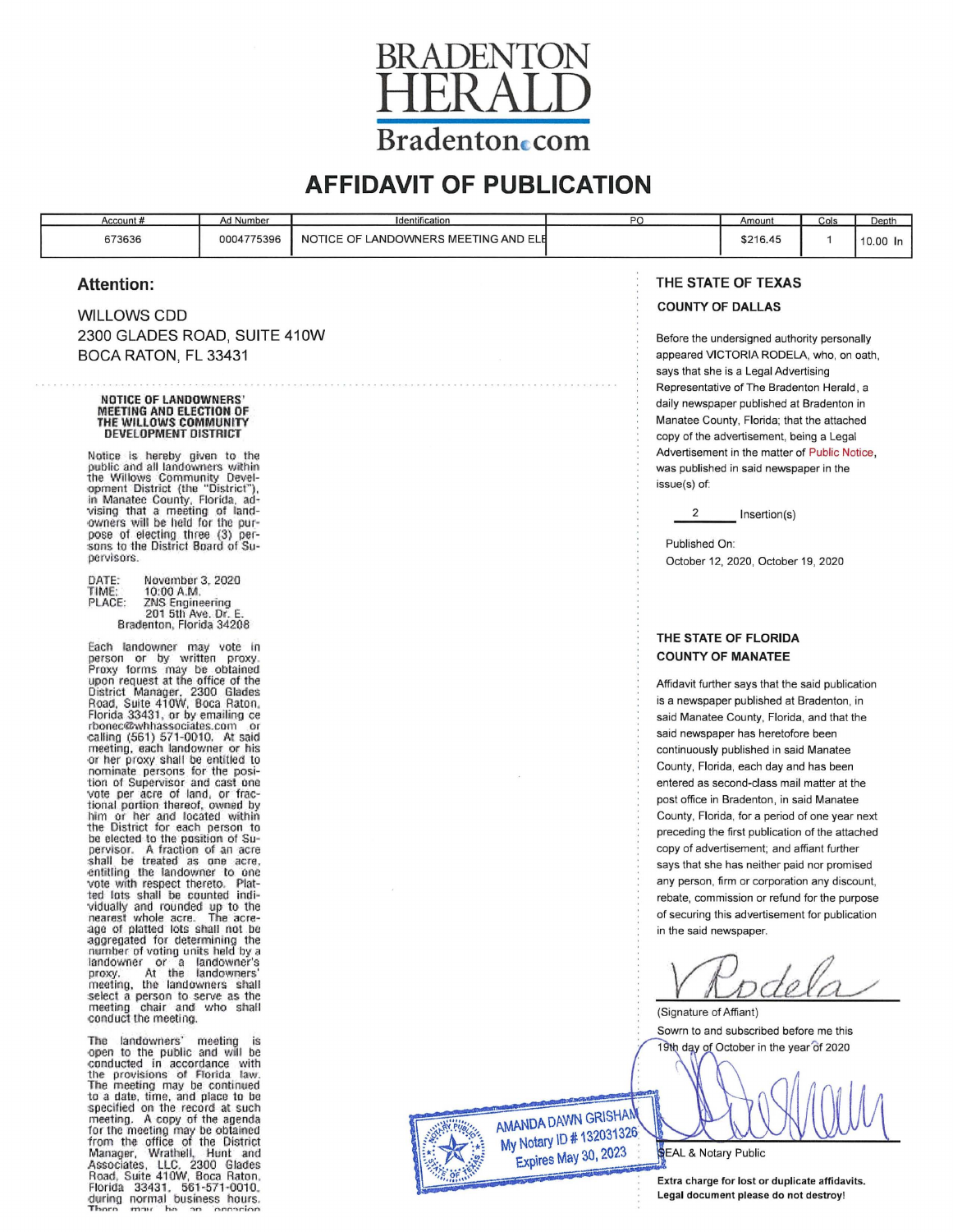# BRADENTON HERALD

Bradenton.com

## AFFIDAVIT OF PUBLICATION

| Account # | Ad Number | Identification | PO | Amount | Cols | Depth |
|---|---|---|---|---|---|---|
| 673636 | 0004775396 | NOTICE OF LANDOWNERS MEETING AND ELE | | $216.45 | 1 | 10.00 In |

**Attention:**

WILLOWS CDD
2300 GLADES ROAD, SUITE 410W
BOCA RATON, FL 33431

**NOTICE OF LANDOWNERS' MEETING AND ELECTION OF THE WILLOWS COMMUNITY DEVELOPMENT DISTRICT**

Notice is hereby given to the public and all landowners within the Willows Community Development District (the "District"), in Manatee County, Florida, advising that a meeting of landowners will be held for the purpose of electing three (3) persons to the District Board of Supervisors.

DATE: November 3, 2020
TIME: 10:00 A.M.
PLACE: ZNS Engineering
201 5th Ave. Dr. E.
Bradenton, Florida 34208

Each landowner may vote in person or by written proxy. Proxy forms may be obtained upon request at the office of the District Manager, 2300 Glades Road, Suite 410W, Boca Raton, Florida 33431, or by emailing cerbonec@whhassociates.com or calling (561) 571-0010. At said meeting, each landowner or his or her proxy shall be entitled to nominate persons for the position of Supervisor and cast one vote per acre of land, or fractional portion thereof, owned by him or her and located within the District for each person to be elected to the position of Supervisor. A fraction of an acre shall be treated as one acre, entitling the landowner to one vote with respect thereto. Platted lots shall be counted individually and rounded up to the nearest whole acre. The acreage of platted lots shall not be aggregated for determining the number of voting units held by a landowner or a landowner's proxy. At the landowners' meeting, the landowners shall select a person to serve as the meeting chair and who shall conduct the meeting.

The landowners' meeting is open to the public and will be conducted in accordance with the provisions of Florida law. The meeting may be continued to a date, time, and place to be specified on the record at such meeting. A copy of the agenda for the meeting may be obtained from the office of the District Manager, Wrathell, Hunt and Associates, LLC, 2300 Glades Road, Suite 410W, Boca Raton, Florida 33431, 561-571-0010, during normal business hours. There may be an occasion

**THE STATE OF TEXAS**
**COUNTY OF DALLAS**

Before the undersigned authority personally appeared VICTORIA RODELA, who, on oath, says that she is a Legal Advertising Representative of The Bradenton Herald, a daily newspaper published at Bradenton in Manatee County, Florida; that the attached copy of the advertisement, being a Legal Advertisement in the matter of Public Notice, was published in said newspaper in the issue(s) of:

2 Insertion(s)

Published On:
October 12, 2020, October 19, 2020

**THE STATE OF FLORIDA**
**COUNTY OF MANATEE**

Affidavit further says that the said publication is a newspaper published at Bradenton, in said Manatee County, Florida, and that the said newspaper has heretofore been continuously published in said Manatee County, Florida, each day and has been entered as second-class mail matter at the post office in Bradenton, in said Manatee County, Florida, for a period of one year next preceding the first publication of the attached copy of advertisement; and affiant further says that she has neither paid nor promised any person, firm or corporation any discount, rebate, commission or refund for the purpose of securing this advertisement for publication in the said newspaper.

V Rodela
(Signature of Affiant)

Sowrn to and subscribed before me this 19th day of October in the year of 2020

AMANDA DAWN GRISHAM
My Notary ID # 132031326
Expires May 30, 2023

SEAL & Notary Public

**Extra charge for lost or duplicate affidavits.**
**Legal document please do not destroy!**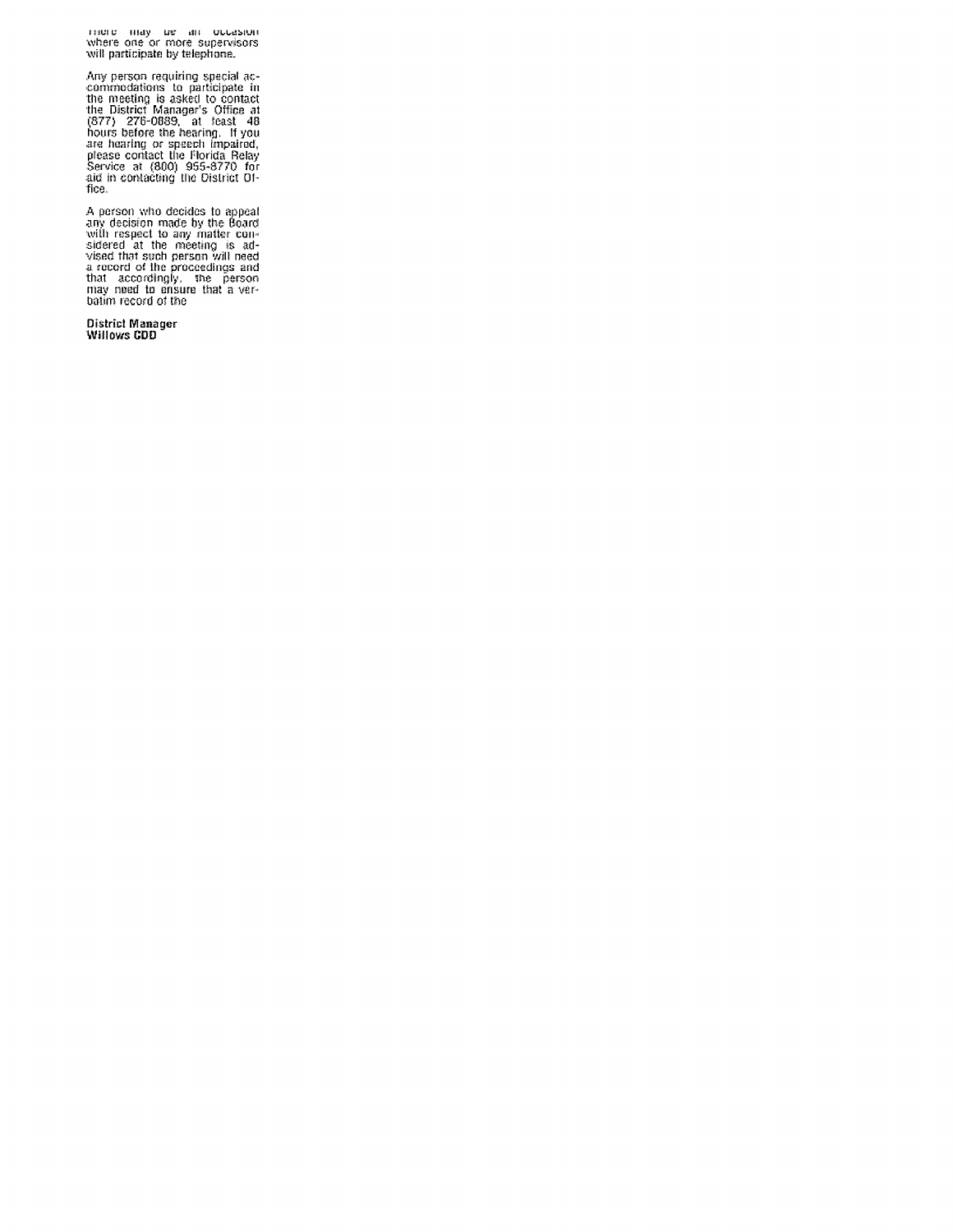There may be an occasion where one or more supervisors will participate by telephone.

Any person requiring special accommodations to participate in the meeting is asked to contact the District Manager's Office at (877) 276-0889, at least 48 hours before the hearing. If you are hearing or speech impaired, please contact the Florida Relay Service at (800) 955-8770 for aid in contacting the District Office.

A person who decides to appeal any decision made by the Board with respect to any matter considered at the meeting is advised that such person will need a record of the proceedings and that accordingly, the person may need to ensure that a verbatim record of the

**District Manager**
**Willows CDD**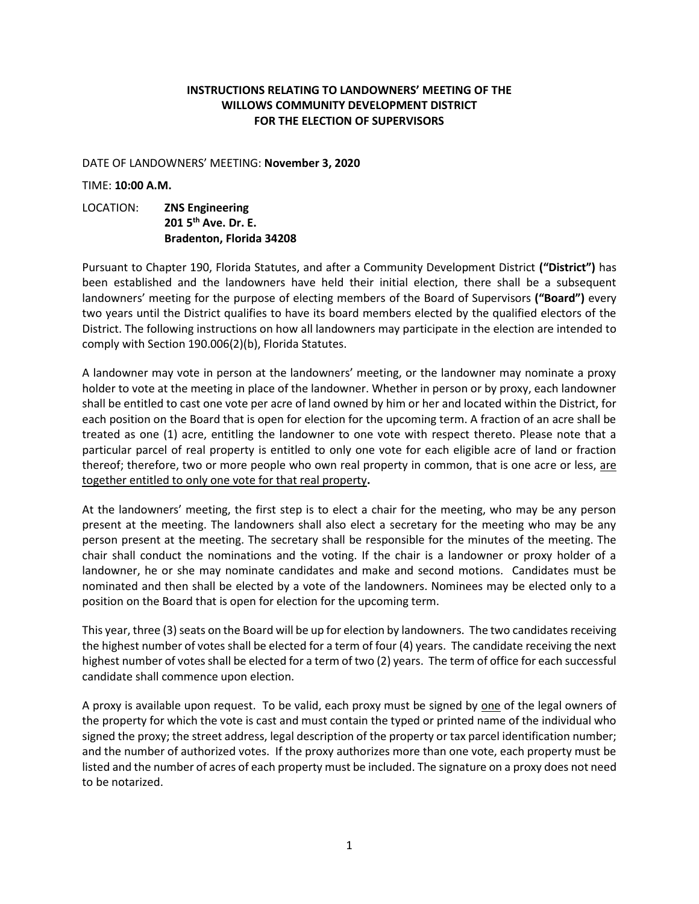**INSTRUCTIONS RELATING TO LANDOWNERS' MEETING OF THE WILLOWS COMMUNITY DEVELOPMENT DISTRICT FOR THE ELECTION OF SUPERVISORS**

DATE OF LANDOWNERS' MEETING: **November 3, 2020**

TIME: **10:00 A.M.**

LOCATION: **ZNS Engineering**
**201 5th Ave. Dr. E.**
**Bradenton, Florida 34208**

Pursuant to Chapter 190, Florida Statutes, and after a Community Development District **("District")** has been established and the landowners have held their initial election, there shall be a subsequent landowners' meeting for the purpose of electing members of the Board of Supervisors **("Board")** every two years until the District qualifies to have its board members elected by the qualified electors of the District. The following instructions on how all landowners may participate in the election are intended to comply with Section 190.006(2)(b), Florida Statutes.

A landowner may vote in person at the landowners' meeting, or the landowner may nominate a proxy holder to vote at the meeting in place of the landowner. Whether in person or by proxy, each landowner shall be entitled to cast one vote per acre of land owned by him or her and located within the District, for each position on the Board that is open for election for the upcoming term. A fraction of an acre shall be treated as one (1) acre, entitling the landowner to one vote with respect thereto. Please note that a particular parcel of real property is entitled to only one vote for each eligible acre of land or fraction thereof; therefore, two or more people who own real property in common, that is one acre or less, <u>are together entitled to only one vote for that real property</u>**.**

At the landowners' meeting, the first step is to elect a chair for the meeting, who may be any person present at the meeting. The landowners shall also elect a secretary for the meeting who may be any person present at the meeting. The secretary shall be responsible for the minutes of the meeting. The chair shall conduct the nominations and the voting. If the chair is a landowner or proxy holder of a landowner, he or she may nominate candidates and make and second motions. Candidates must be nominated and then shall be elected by a vote of the landowners. Nominees may be elected only to a position on the Board that is open for election for the upcoming term.

This year, three (3) seats on the Board will be up for election by landowners. The two candidates receiving the highest number of votes shall be elected for a term of four (4) years. The candidate receiving the next highest number of votes shall be elected for a term of two (2) years. The term of office for each successful candidate shall commence upon election.

A proxy is available upon request. To be valid, each proxy must be signed by <u>one</u> of the legal owners of the property for which the vote is cast and must contain the typed or printed name of the individual who signed the proxy; the street address, legal description of the property or tax parcel identification number; and the number of authorized votes. If the proxy authorizes more than one vote, each property must be listed and the number of acres of each property must be included. The signature on a proxy does not need to be notarized.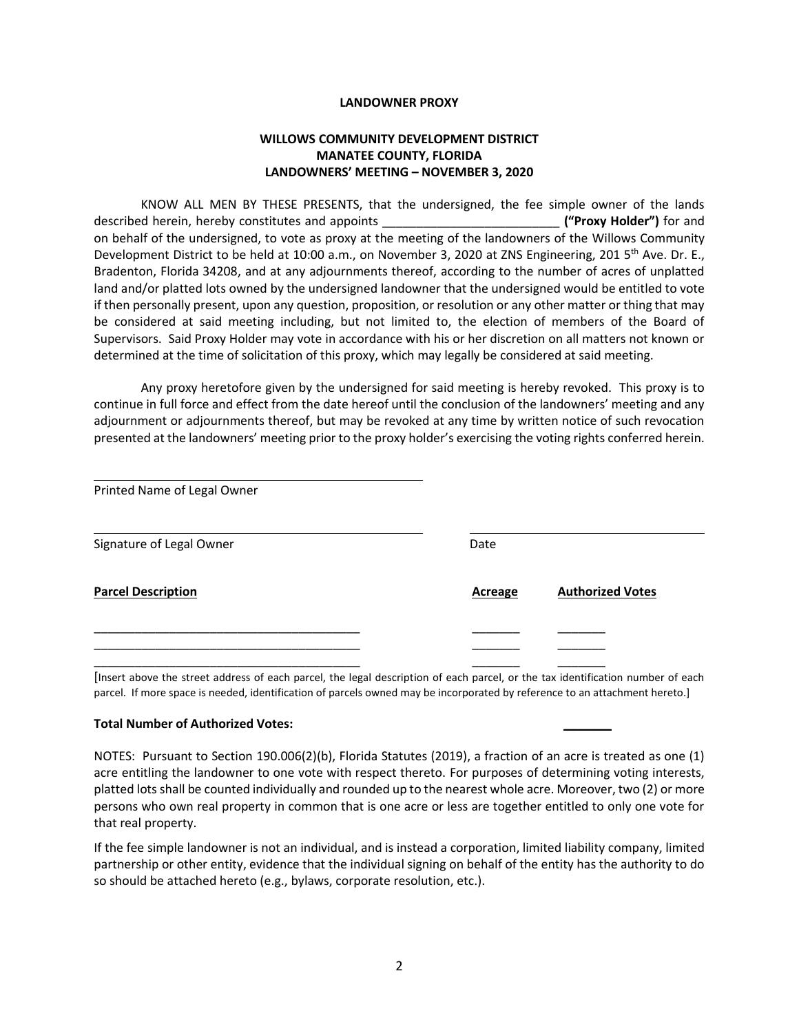**LANDOWNER PROXY**

**WILLOWS COMMUNITY DEVELOPMENT DISTRICT**
**MANATEE COUNTY, FLORIDA**
**LANDOWNERS' MEETING – NOVEMBER 3, 2020**

KNOW ALL MEN BY THESE PRESENTS, that the undersigned, the fee simple owner of the lands described herein, hereby constitutes and appoints __________________________ **("Proxy Holder")** for and on behalf of the undersigned, to vote as proxy at the meeting of the landowners of the Willows Community Development District to be held at 10:00 a.m., on November 3, 2020 at ZNS Engineering, 201 5th Ave. Dr. E., Bradenton, Florida 34208, and at any adjournments thereof, according to the number of acres of unplatted land and/or platted lots owned by the undersigned landowner that the undersigned would be entitled to vote if then personally present, upon any question, proposition, or resolution or any other matter or thing that may be considered at said meeting including, but not limited to, the election of members of the Board of Supervisors. Said Proxy Holder may vote in accordance with his or her discretion on all matters not known or determined at the time of solicitation of this proxy, which may legally be considered at said meeting.

Any proxy heretofore given by the undersigned for said meeting is hereby revoked. This proxy is to continue in full force and effect from the date hereof until the conclusion of the landowners' meeting and any adjournment or adjournments thereof, but may be revoked at any time by written notice of such revocation presented at the landowners' meeting prior to the proxy holder's exercising the voting rights conferred herein.

______________________________________________
Printed Name of Legal Owner

______________________________________________ ______________________________
Signature of Legal Owner Date

| **Parcel Description** | **Acreage** | **Authorized Votes** |
|---|---|---|
| ________________________________________ | _______ | _______ |
| ________________________________________ | _______ | _______ |
| ________________________________________ | _______ | _______ |

[Insert above the street address of each parcel, the legal description of each parcel, or the tax identification number of each parcel. If more space is needed, identification of parcels owned may be incorporated by reference to an attachment hereto.]

**Total Number of Authorized Votes:** _______

NOTES: Pursuant to Section 190.006(2)(b), Florida Statutes (2019), a fraction of an acre is treated as one (1) acre entitling the landowner to one vote with respect thereto. For purposes of determining voting interests, platted lots shall be counted individually and rounded up to the nearest whole acre. Moreover, two (2) or more persons who own real property in common that is one acre or less are together entitled to only one vote for that real property.

If the fee simple landowner is not an individual, and is instead a corporation, limited liability company, limited partnership or other entity, evidence that the individual signing on behalf of the entity has the authority to do so should be attached hereto (e.g., bylaws, corporate resolution, etc.).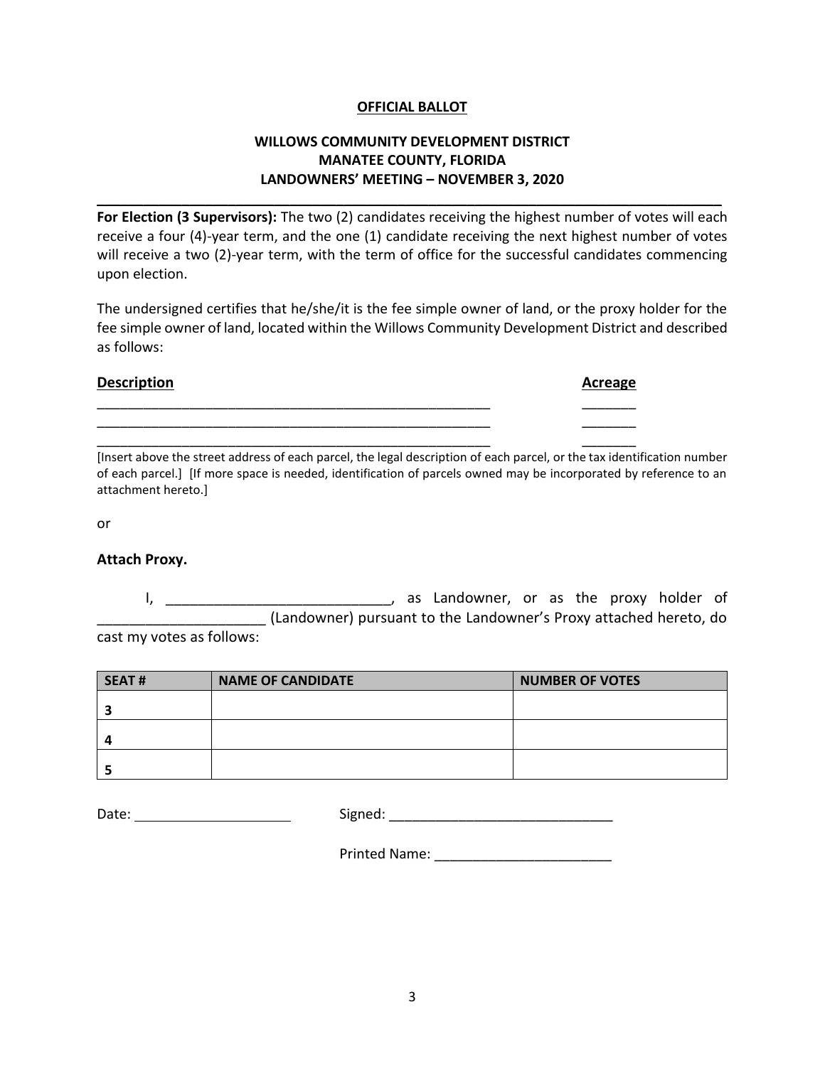**OFFICIAL BALLOT**

**WILLOWS COMMUNITY DEVELOPMENT DISTRICT**
**MANATEE COUNTY, FLORIDA**
**LANDOWNERS' MEETING – NOVEMBER 3, 2020**

---

**For Election (3 Supervisors):** The two (2) candidates receiving the highest number of votes will each receive a four (4)-year term, and the one (1) candidate receiving the next highest number of votes will receive a two (2)-year term, with the term of office for the successful candidates commencing upon election.

The undersigned certifies that he/she/it is the fee simple owner of land, or the proxy holder for the fee simple owner of land, located within the Willows Community Development District and described as follows:

**Description** | **Acreage**

_____________________________________________________ _______
_____________________________________________________ _______
_____________________________________________________ _______

[Insert above the street address of each parcel, the legal description of each parcel, or the tax identification number of each parcel.] [If more space is needed, identification of parcels owned may be incorporated by reference to an attachment hereto.]

or

**Attach Proxy.**

I, ___________________________, as Landowner, or as the proxy holder of ____________________ (Landowner) pursuant to the Landowner's Proxy attached hereto, do cast my votes as follows:

| SEAT # | NAME OF CANDIDATE | NUMBER OF VOTES |
|---|---|---|
| 3 | | |
| 4 | | |
| 5 | | |

Date: ____________________ Signed: _____________________________

Printed Name: _______________________